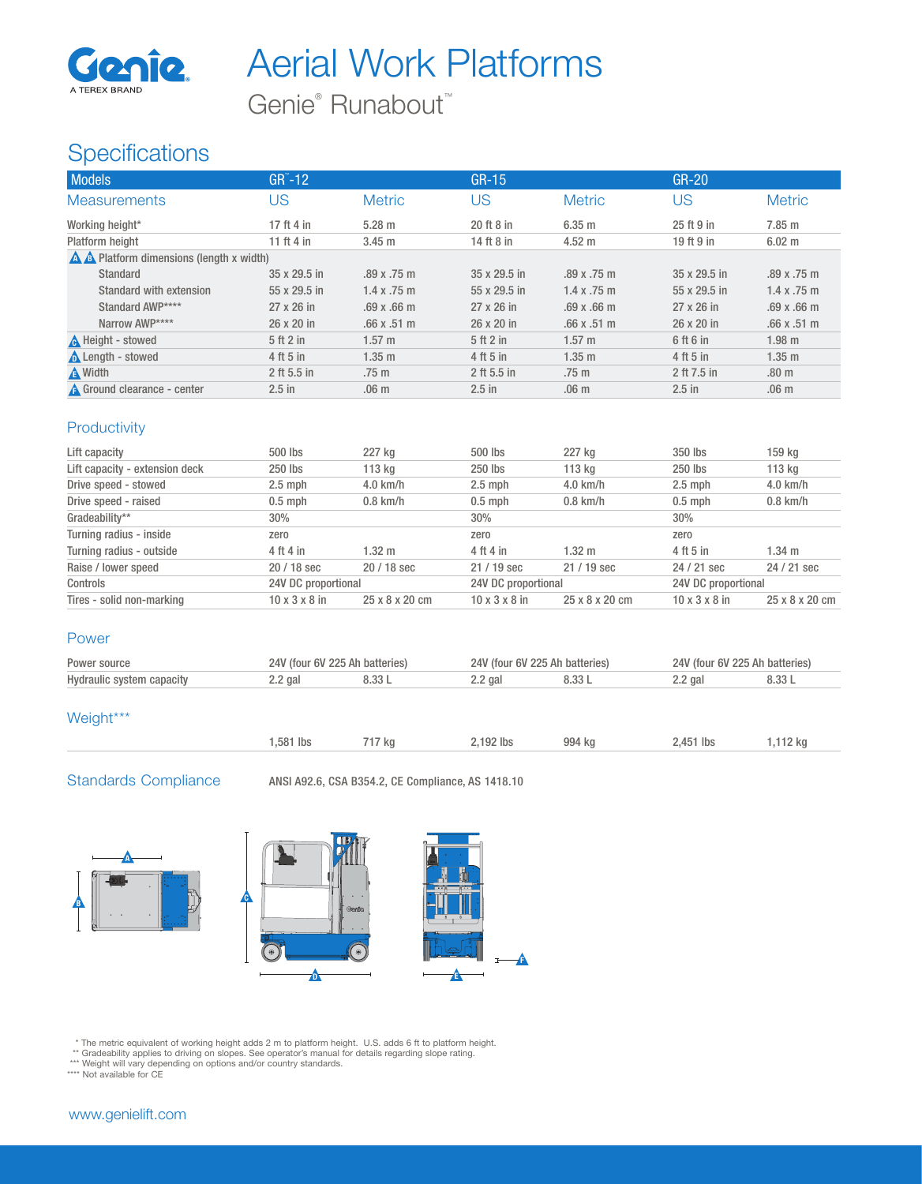# Aerial Work Platforms

Genie® Runabout™

## Specifications

| Models | GR™-12 | | GR-15 | | GR-20 | |
|---|---|---|---|---|---|---|
| Measurements | US | Metric | US | Metric | US | Metric |
| Working height* | 17 ft 4 in | 5.28 m | 20 ft 8 in | 6.35 m | 25 ft 9 in | 7.85 m |
| Platform height | 11 ft 4 in | 3.45 m | 14 ft 8 in | 4.52 m | 19 ft 9 in | 6.02 m |
| A B Platform dimensions (length x width) | | | | | | |
| Standard | 35 x 29.5 in | .89 x .75 m | 35 x 29.5 in | .89 x .75 m | 35 x 29.5 in | .89 x .75 m |
| Standard with extension | 55 x 29.5 in | 1.4 x .75 m | 55 x 29.5 in | 1.4 x .75 m | 55 x 29.5 in | 1.4 x .75 m |
| Standard AWP**** | 27 x 26 in | .69 x .66 m | 27 x 26 in | .69 x .66 m | 27 x 26 in | .69 x .66 m |
| Narrow AWP**** | 26 x 20 in | .66 x .51 m | 26 x 20 in | .66 x .51 m | 26 x 20 in | .66 x .51 m |
| C Height - stowed | 5 ft 2 in | 1.57 m | 5 ft 2 in | 1.57 m | 6 ft 6 in | 1.98 m |
| D Length - stowed | 4 ft 5 in | 1.35 m | 4 ft 5 in | 1.35 m | 4 ft 5 in | 1.35 m |
| E Width | 2 ft 5.5 in | .75 m | 2 ft 5.5 in | .75 m | 2 ft 7.5 in | .80 m |
| F Ground clearance - center | 2.5 in | .06 m | 2.5 in | .06 m | 2.5 in | .06 m |

### Productivity

| | | | | | | |
|---|---|---|---|---|---|---|
| Lift capacity | 500 lbs | 227 kg | 500 lbs | 227 kg | 350 lbs | 159 kg |
| Lift capacity - extension deck | 250 lbs | 113 kg | 250 lbs | 113 kg | 250 lbs | 113 kg |
| Drive speed - stowed | 2.5 mph | 4.0 km/h | 2.5 mph | 4.0 km/h | 2.5 mph | 4.0 km/h |
| Drive speed - raised | 0.5 mph | 0.8 km/h | 0.5 mph | 0.8 km/h | 0.5 mph | 0.8 km/h |
| Gradeability** | 30% | | 30% | | 30% | |
| Turning radius - inside | zero | | zero | | zero | |
| Turning radius - outside | 4 ft 4 in | 1.32 m | 4 ft 4 in | 1.32 m | 4 ft 5 in | 1.34 m |
| Raise / lower speed | 20 / 18 sec | 20 / 18 sec | 21 / 19 sec | 21 / 19 sec | 24 / 21 sec | 24 / 21 sec |
| Controls | 24V DC proportional | | 24V DC proportional | | 24V DC proportional | |
| Tires - solid non-marking | 10 x 3 x 8 in | 25 x 8 x 20 cm | 10 x 3 x 8 in | 25 x 8 x 20 cm | 10 x 3 x 8 in | 25 x 8 x 20 cm |

### Power

| | | | | | | |
|---|---|---|---|---|---|---|
| Power source | 24V (four 6V 225 Ah batteries) | | 24V (four 6V 225 Ah batteries) | | 24V (four 6V 225 Ah batteries) | |
| Hydraulic system capacity | 2.2 gal | 8.33 L | 2.2 gal | 8.33 L | 2.2 gal | 8.33 L |

### Weight***

| | | | | | | |
|---|---|---|---|---|---|---|
| | 1,581 lbs | 717 kg | 2,192 lbs | 994 kg | 2,451 lbs | 1,112 kg |

### Standards Compliance

ANSI A92.6, CSA B354.2, CE Compliance, AS 1418.10

\* The metric equivalent of working height adds 2 m to platform height. U.S. adds 6 ft to platform height.
** Gradeability applies to driving on slopes. See operator's manual for details regarding slope rating.
*** Weight will vary depending on options and/or country standards.
**** Not available for CE

www.genielift.com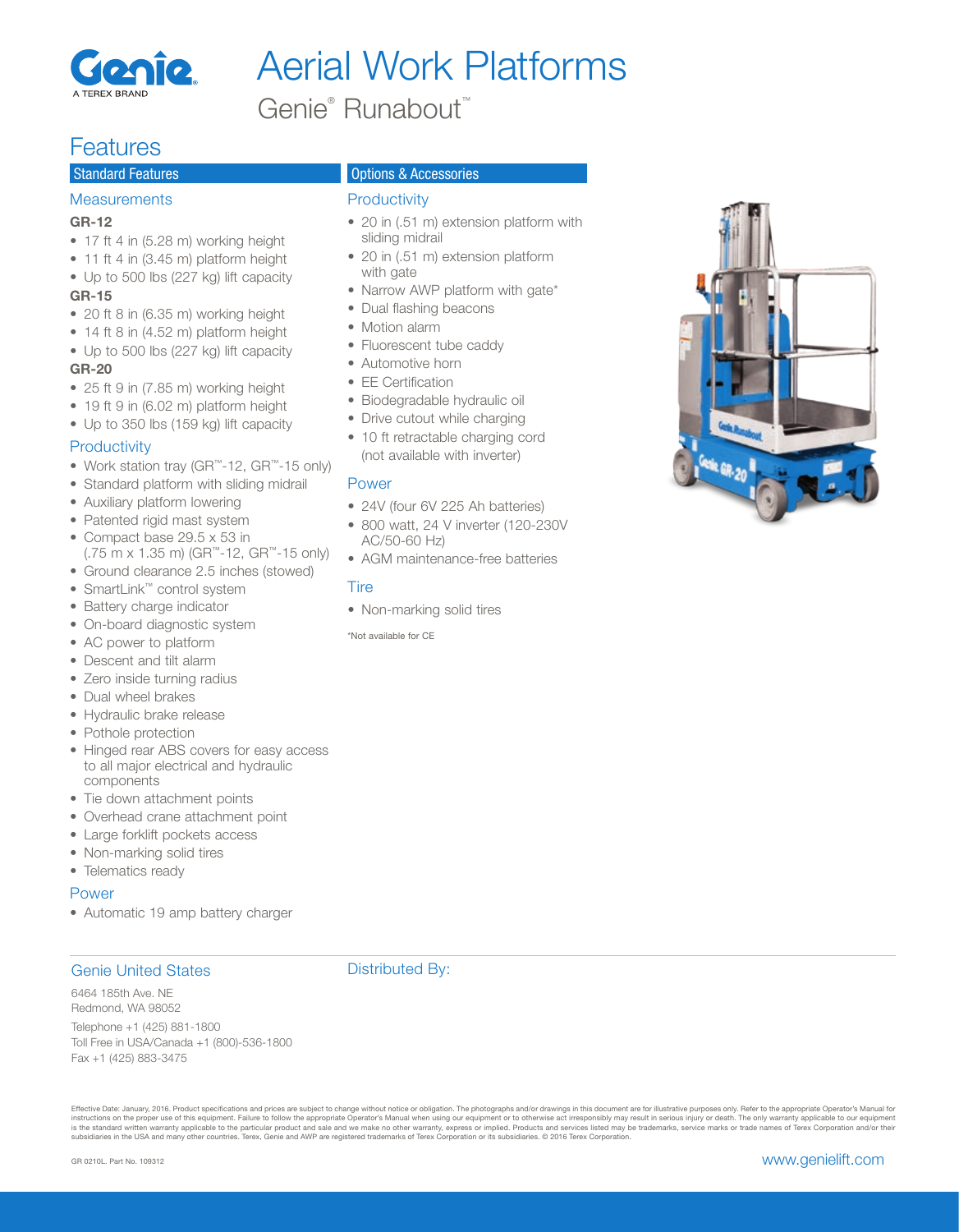Genie A TEREX BRAND

# Aerial Work Platforms

Genie® Runabout™

## Features

### Standard Features

#### Measurements

**GR-12**

- 17 ft 4 in (5.28 m) working height
- 11 ft 4 in (3.45 m) platform height
- Up to 500 lbs (227 kg) lift capacity

**GR-15**

- 20 ft 8 in (6.35 m) working height
- 14 ft 8 in (4.52 m) platform height
- Up to 500 lbs (227 kg) lift capacity

**GR-20**

- 25 ft 9 in (7.85 m) working height
- 19 ft 9 in (6.02 m) platform height
- Up to 350 lbs (159 kg) lift capacity

#### Productivity

- Work station tray (GR™-12, GR™-15 only)
- Standard platform with sliding midrail
- Auxiliary platform lowering
- Patented rigid mast system
- Compact base 29.5 x 53 in (.75 m x 1.35 m) (GR™-12, GR™-15 only)
- Ground clearance 2.5 inches (stowed)
- SmartLink™ control system
- Battery charge indicator
- On-board diagnostic system
- AC power to platform
- Descent and tilt alarm
- Zero inside turning radius
- Dual wheel brakes
- Hydraulic brake release
- Pothole protection
- Hinged rear ABS covers for easy access to all major electrical and hydraulic components
- Tie down attachment points
- Overhead crane attachment point
- Large forklift pockets access
- Non-marking solid tires
- Telematics ready

#### Power

- Automatic 19 amp battery charger

### Options & Accessories

#### Productivity

- 20 in (.51 m) extension platform with sliding midrail
- 20 in (.51 m) extension platform with gate
- Narrow AWP platform with gate*
- Dual flashing beacons
- Motion alarm
- Fluorescent tube caddy
- Automotive horn
- EE Certification
- Biodegradable hydraulic oil
- Drive cutout while charging
- 10 ft retractable charging cord (not available with inverter)

#### Power

- 24V (four 6V 225 Ah batteries)
- 800 watt, 24 V inverter (120-230V AC/50-60 Hz)
- AGM maintenance-free batteries

#### Tire

- Non-marking solid tires

*Not available for CE

### Genie United States

6464 185th Ave. NE
Redmond, WA 98052

Telephone +1 (425) 881-1800
Toll Free in USA/Canada +1 (800)-536-1800
Fax +1 (425) 883-3475

### Distributed By:

Effective Date: January, 2016. Product specifications and prices are subject to change without notice or obligation. The photographs and/or drawings in this document are for illustrative purposes only. Refer to the appropriate Operator's Manual for instructions on the proper use of this equipment. Failure to follow the appropriate Operator's Manual when using our equipment or to otherwise act irresponsibly may result in serious injury or death. The only warranty applicable to our equipment is the standard written warranty applicable to the particular product and sale and we make no other warranty, express or implied. Products and services listed may be trademarks, service marks or trade names of Terex Corporation and/or their subsidiaries in the USA and many other countries. Terex, Genie and AWP are registered trademarks of Terex Corporation or its subsidiaries. © 2016 Terex Corporation.

GR 0210L. Part No. 109312

www.genielift.com